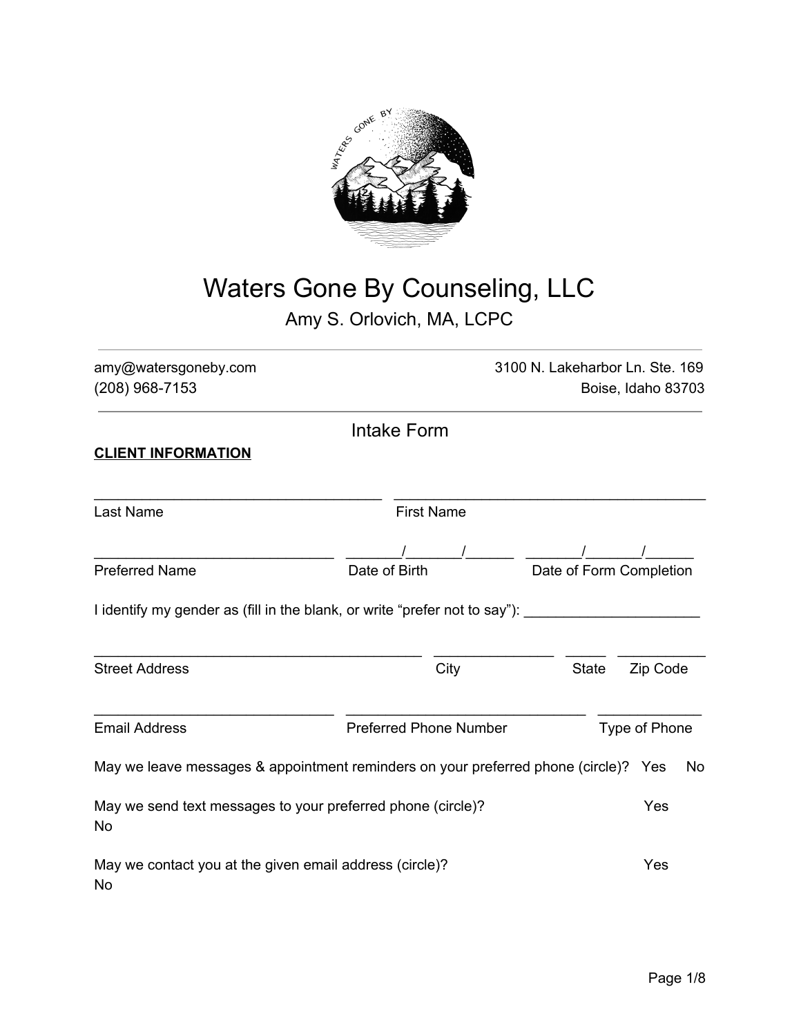# Waters Gone By Counseling, LLC

Amy S. Orlovich, MA, LCPC

---

amy@watersgoneby.com
(208) 968-7153

3100 N. Lakeharbor Ln. Ste. 169
Boise, Idaho 83703

---

## Intake Form

**CLIENT INFORMATION**

_________________________________ _________________________________
Last Name First Name

_________________________ _______/_______/______ _______/_______/______
Preferred Name Date of Birth Date of Form Completion

I identify my gender as (fill in the blank, or write "prefer not to say"): ______________________

________________________________________ _______________ _____ ___________
Street Address City State Zip Code

_____________________________ _____________________________ _____________
Email Address Preferred Phone Number Type of Phone

May we leave messages & appointment reminders on your preferred phone (circle)? Yes No

May we send text messages to your preferred phone (circle)? Yes No

May we contact you at the given email address (circle)? Yes No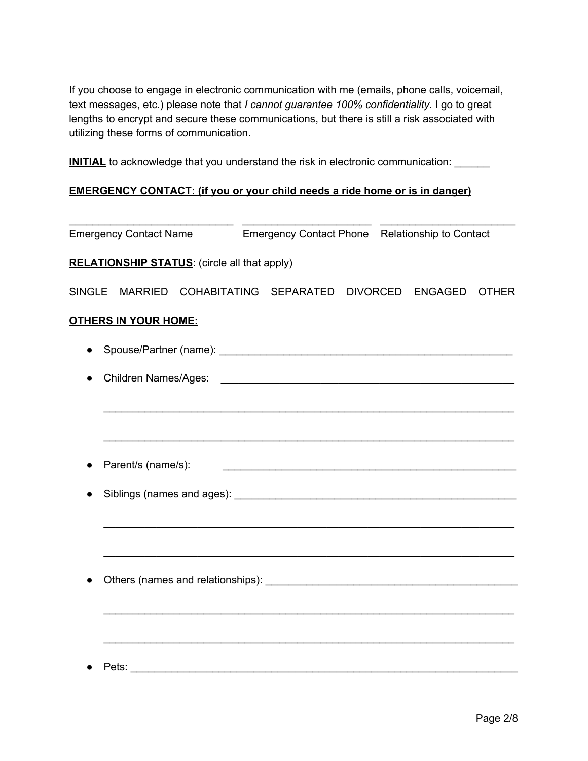If you choose to engage in electronic communication with me (emails, phone calls, voicemail, text messages, etc.) please note that *I cannot guarantee 100% confidentiality*. I go to great lengths to encrypt and secure these communications, but there is still a risk associated with utilizing these forms of communication.

**INITIAL** to acknowledge that you understand the risk in electronic communication: ______

**EMERGENCY CONTACT: (if you or your child needs a ride home or is in danger)**

| ____________________________ | ______________________ | ______________________ |
|---|---|---|
| Emergency Contact Name | Emergency Contact Phone | Relationship to Contact |

**RELATIONSHIP STATUS**: (circle all that apply)

SINGLE MARRIED COHABITATING SEPARATED DIVORCED ENGAGED OTHER

**OTHERS IN YOUR HOME:**

- Spouse/Partner (name): ______________________________________________
- Children Names/Ages: ______________________________________________

  ______________________________________________________________________

  ______________________________________________________________________
- Parent/s (name/s): ______________________________________________
- Siblings (names and ages): ______________________________________________

  ______________________________________________________________________

  ______________________________________________________________________
- Others (names and relationships): ______________________________________________

  ______________________________________________________________________

  ______________________________________________________________________
- Pets: ______________________________________________________________________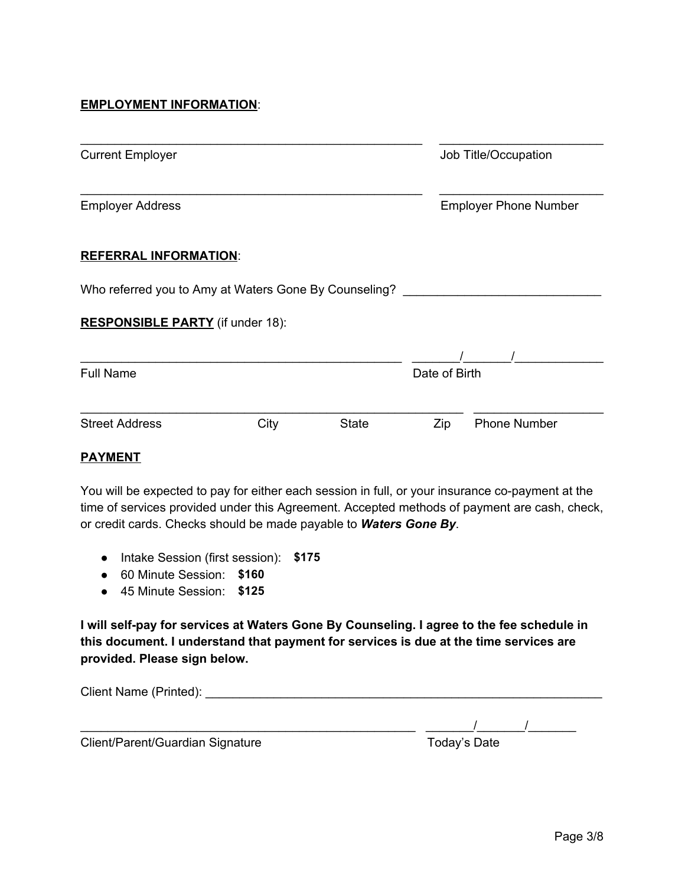**EMPLOYMENT INFORMATION**:

_______________________________________________ ______________________

Current Employer Job Title/Occupation

_______________________________________________ ______________________

Employer Address Employer Phone Number

**REFERRAL INFORMATION**:

Who referred you to Amy at Waters Gone By Counseling? ____________________________

**RESPONSIBLE PARTY** (if under 18):

_____________________________________________ _______/_______/_____________

Full Name Date of Birth

_____________________________________________________ __________________

Street Address City State Zip Phone Number

**PAYMENT**

You will be expected to pay for either each session in full, or your insurance co-payment at the time of services provided under this Agreement. Accepted methods of payment are cash, check, or credit cards. Checks should be made payable to ***Waters Gone By***.

- Intake Session (first session): **$175**
- 60 Minute Session: **$160**
- 45 Minute Session: **$125**

**I will self-pay for services at Waters Gone By Counseling. I agree to the fee schedule in this document. I understand that payment for services is due at the time services are provided. Please sign below.**

Client Name (Printed): ___________________________________________________

_______________________________________________ _______/_______/_______

Client/Parent/Guardian Signature Today's Date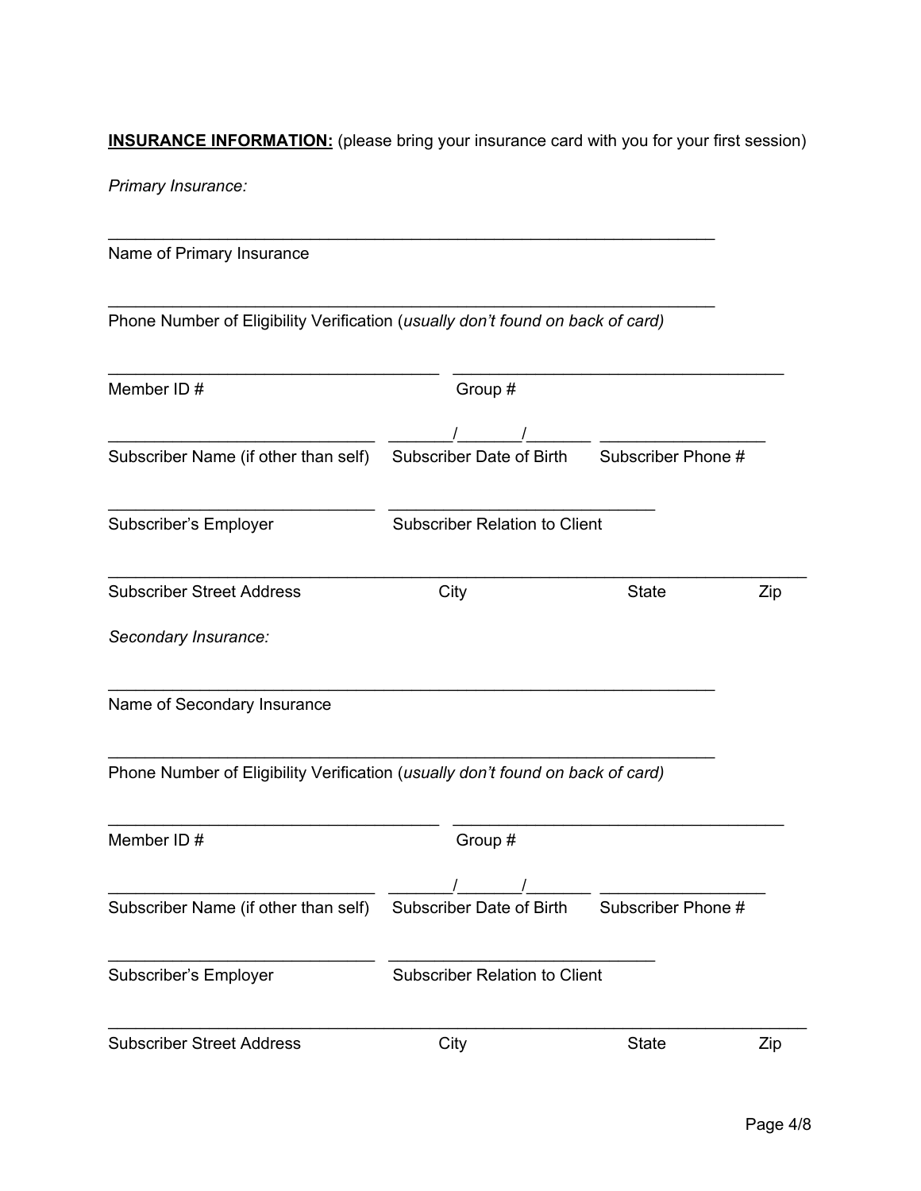**<u>INSURANCE INFORMATION:</u>** (please bring your insurance card with you for your first session)

*Primary Insurance:*

_______________________________________________________________
Name of Primary Insurance

_______________________________________________________________
Phone Number of Eligibility Verification (*usually don't found on back of card)*

_________________________________ _________________________________
Member ID # Group #

___________________________ _______/_______/_______ _________________
Subscriber Name (if other than self) Subscriber Date of Birth Subscriber Phone #

___________________________ ___________________________
Subscriber's Employer Subscriber Relation to Client

_______________________________________________________________________
Subscriber Street Address City State Zip

*Secondary Insurance:*

_______________________________________________________________
Name of Secondary Insurance

_______________________________________________________________
Phone Number of Eligibility Verification (*usually don't found on back of card)*

_________________________________ _________________________________
Member ID # Group #

___________________________ _______/_______/_______ _________________
Subscriber Name (if other than self) Subscriber Date of Birth Subscriber Phone #

___________________________ ___________________________
Subscriber's Employer Subscriber Relation to Client

_______________________________________________________________________
Subscriber Street Address City State Zip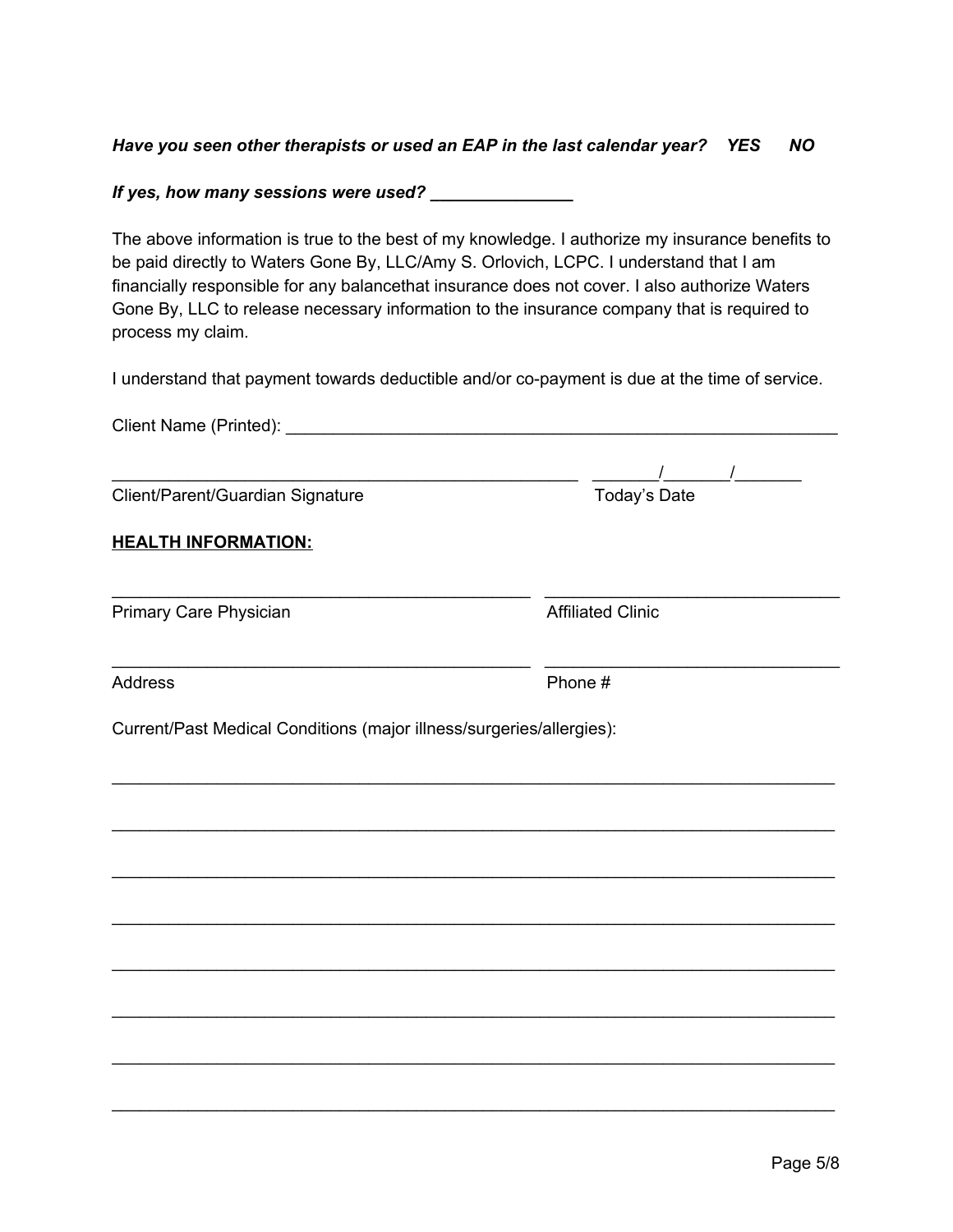***Have you seen other therapists or used an EAP in the last calendar year?    YES      NO***

***If yes, how many sessions were used? _______________***

The above information is true to the best of my knowledge. I authorize my insurance benefits to be paid directly to Waters Gone By, LLC/Amy S. Orlovich, LCPC. I understand that I am financially responsible for any balancethat insurance does not cover. I also authorize Waters Gone By, LLC to release necessary information to the insurance company that is required to process my claim.

I understand that payment towards deductible and/or co-payment is due at the time of service.

Client Name (Printed): ___________________________________________________________

___________________________________________________    _______/_______/_______

Client/Parent/Guardian Signature    Today's Date

**HEALTH INFORMATION:**

____________________________________________    _______________________________

Primary Care Physician    Affiliated Clinic

____________________________________________    _______________________________

Address    Phone #

Current/Past Medical Conditions (major illness/surgeries/allergies):

_____________________________________________________________________________

_____________________________________________________________________________

_____________________________________________________________________________

_____________________________________________________________________________

_____________________________________________________________________________

_____________________________________________________________________________

_____________________________________________________________________________

_____________________________________________________________________________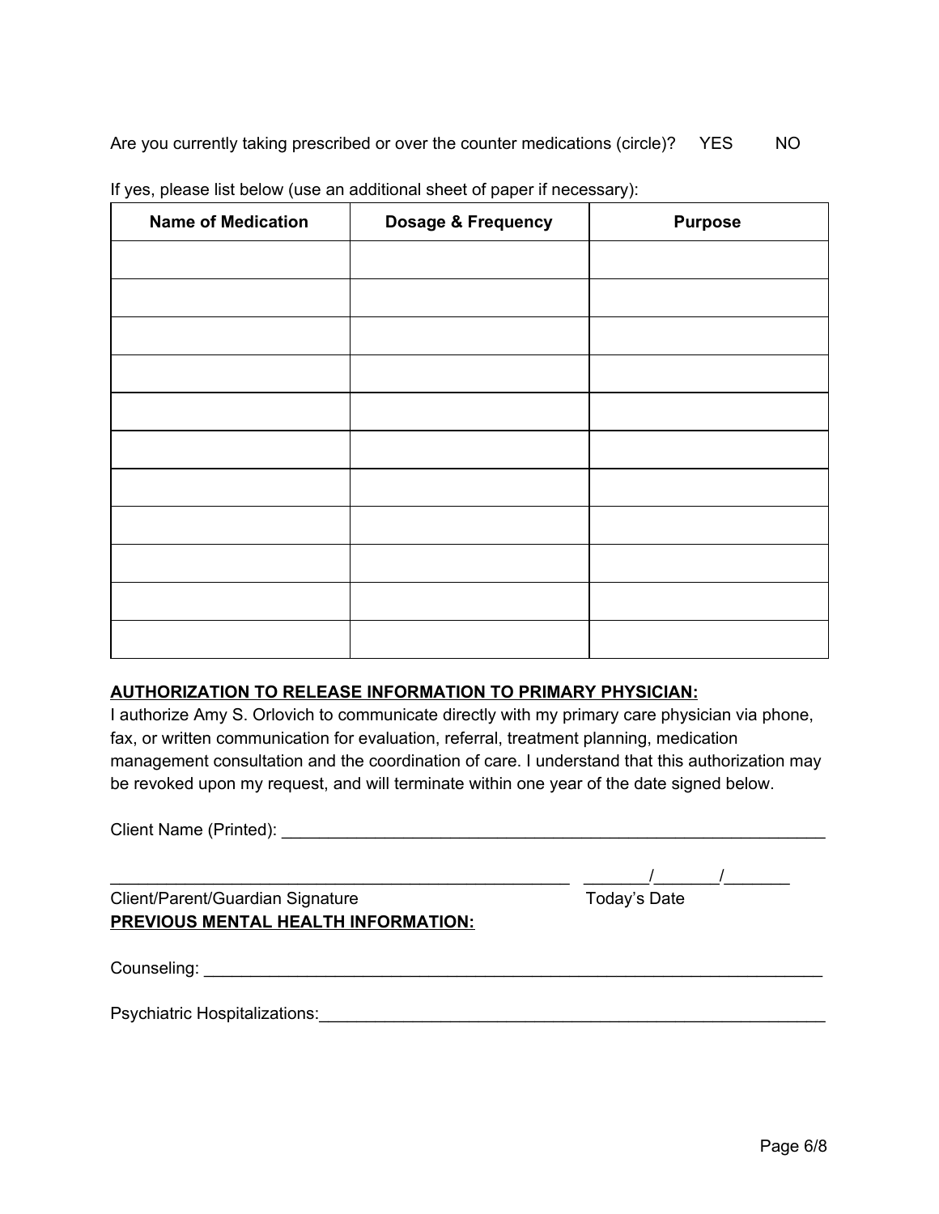Are you currently taking prescribed or over the counter medications (circle)? YES NO

If yes, please list below (use an additional sheet of paper if necessary):

| Name of Medication | Dosage & Frequency | Purpose |
| --- | --- | --- |
| | | |
| | | |
| | | |
| | | |
| | | |
| | | |
| | | |
| | | |
| | | |
| | | |
| | | |

**AUTHORIZATION TO RELEASE INFORMATION TO PRIMARY PHYSICIAN:**

I authorize Amy S. Orlovich to communicate directly with my primary care physician via phone, fax, or written communication for evaluation, referral, treatment planning, medication management consultation and the coordination of care. I understand that this authorization may be revoked upon my request, and will terminate within one year of the date signed below.

Client Name (Printed): ____________________________________________________________

____________________________________________________ _______/_______/_______

Client/Parent/Guardian Signature Today's Date

**PREVIOUS MENTAL HEALTH INFORMATION:**

Counseling: ______________________________________________________________________

Psychiatric Hospitalizations:________________________________________________________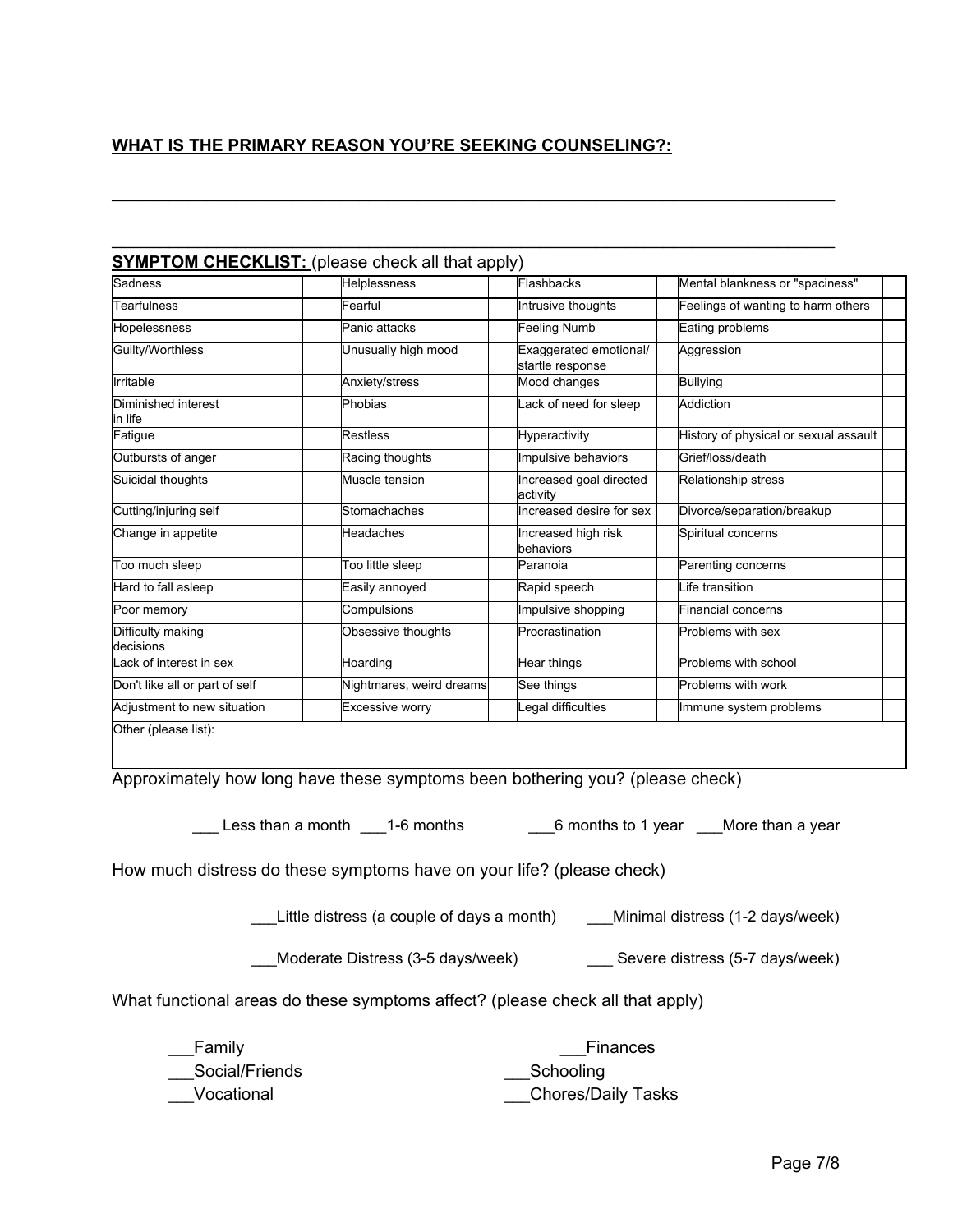**WHAT IS THE PRIMARY REASON YOU'RE SEEKING COUNSELING?:**

\_\_\_\_\_\_\_\_\_\_\_\_\_\_\_\_\_\_\_\_\_\_\_\_\_\_\_\_\_\_\_\_\_\_\_\_\_\_\_\_\_\_\_\_\_\_\_\_\_\_\_\_\_\_\_\_\_\_\_\_\_\_\_\_\_\_\_\_\_\_\_\_\_\_\_\_

\_\_\_\_\_\_\_\_\_\_\_\_\_\_\_\_\_\_\_\_\_\_\_\_\_\_\_\_\_\_\_\_\_\_\_\_\_\_\_\_\_\_\_\_\_\_\_\_\_\_\_\_\_\_\_\_\_\_\_\_\_\_\_\_\_\_\_\_\_\_\_\_\_\_\_\_

**SYMPTOM CHECKLIST:** (please check all that apply)

| | | | | | | | |
|---|---|---|---|---|---|---|---|
| Sadness | | Helplessness | | Flashbacks | | Mental blankness or "spaciness" | |
| Tearfulness | | Fearful | | Intrusive thoughts | | Feelings of wanting to harm others | |
| Hopelessness | | Panic attacks | | Feeling Numb | | Eating problems | |
| Guilty/Worthless | | Unusually high mood | | Exaggerated emotional/ startle response | | Aggression | |
| Irritable | | Anxiety/stress | | Mood changes | | Bullying | |
| Diminished interest in life | | Phobias | | Lack of need for sleep | | Addiction | |
| Fatigue | | Restless | | Hyperactivity | | History of physical or sexual assault | |
| Outbursts of anger | | Racing thoughts | | Impulsive behaviors | | Grief/loss/death | |
| Suicidal thoughts | | Muscle tension | | Increased goal directed activity | | Relationship stress | |
| Cutting/injuring self | | Stomachaches | | Increased desire for sex | | Divorce/separation/breakup | |
| Change in appetite | | Headaches | | Increased high risk behaviors | | Spiritual concerns | |
| Too much sleep | | Too little sleep | | Paranoia | | Parenting concerns | |
| Hard to fall asleep | | Easily annoyed | | Rapid speech | | Life transition | |
| Poor memory | | Compulsions | | Impulsive shopping | | Financial concerns | |
| Difficulty making decisions | | Obsessive thoughts | | Procrastination | | Problems with sex | |
| Lack of interest in sex | | Hoarding | | Hear things | | Problems with school | |
| Don't like all or part of self | | Nightmares, weird dreams | | See things | | Problems with work | |
| Adjustment to new situation | | Excessive worry | | Legal difficulties | | Immune system problems | |
| Other (please list): | | | | | | | |

Approximately how long have these symptoms been bothering you? (please check)

\_\_\_ Less than a month    \_\_\_1-6 months    \_\_\_6 months to 1 year    \_\_\_More than a year

How much distress do these symptoms have on your life? (please check)

\_\_\_Little distress (a couple of days a month)    \_\_\_Minimal distress (1-2 days/week)

\_\_\_Moderate Distress (3-5 days/week)    \_\_\_ Severe distress (5-7 days/week)

What functional areas do these symptoms affect? (please check all that apply)

\_\_\_Family    \_\_\_Finances

\_\_\_Social/Friends    \_\_\_Schooling

\_\_\_Vocational    \_\_\_Chores/Daily Tasks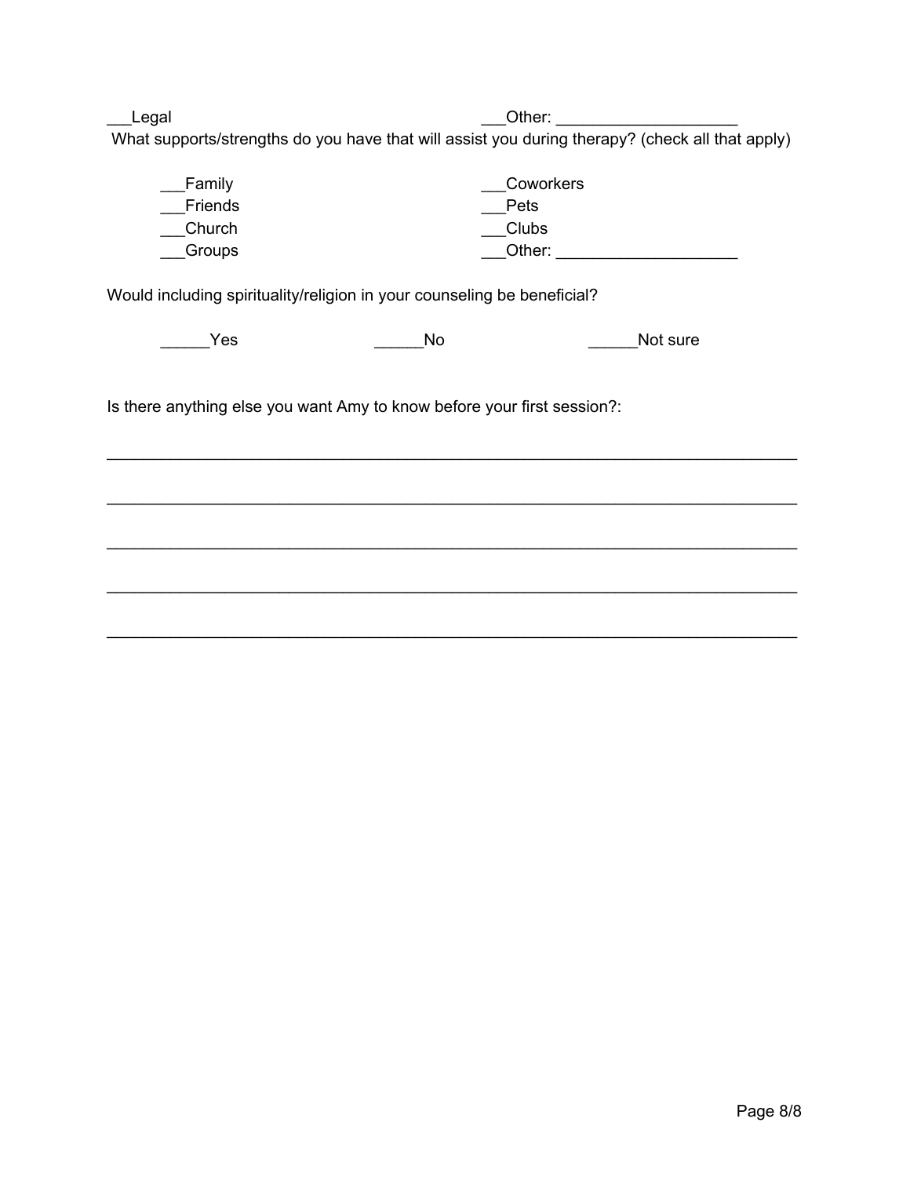___Legal ___Other: ____________________

What supports/strengths do you have that will assist you during therapy? (check all that apply)

___Family
___Friends
___Church
___Groups
___Coworkers
___Pets
___Clubs
___Other: ____________________

Would including spirituality/religion in your counseling be beneficial?

______Yes ______No ______Not sure

Is there anything else you want Amy to know before your first session?:

________________________________________________________________________________

________________________________________________________________________________

________________________________________________________________________________

________________________________________________________________________________

________________________________________________________________________________